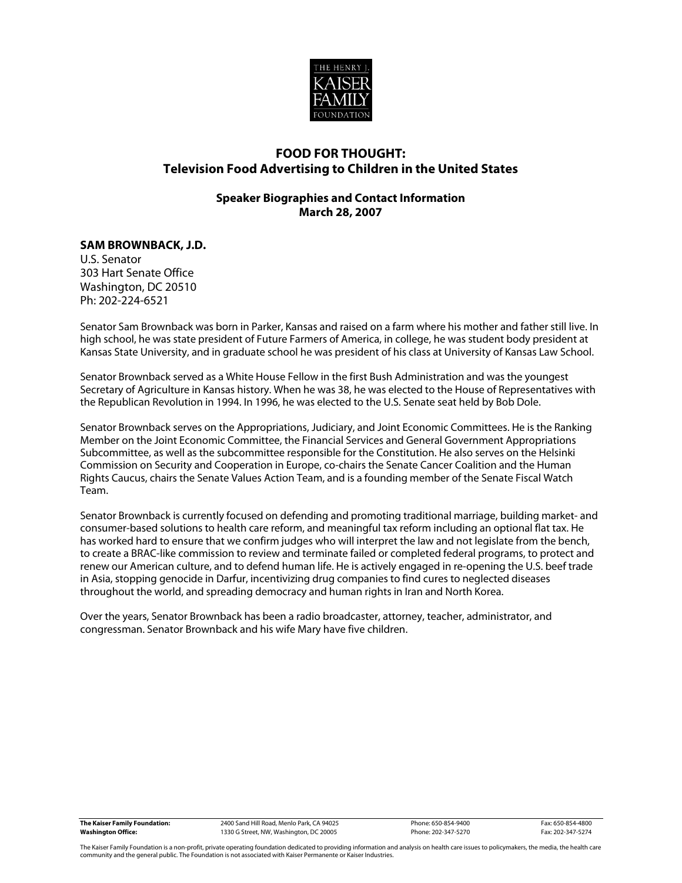THE HENRY J. KAISER FAMILY FOUNDATION

# FOOD FOR THOUGHT: Television Food Advertising to Children in the United States

## Speaker Biographies and Contact Information
## March 28, 2007

**SAM BROWNBACK, J.D.**
U.S. Senator
303 Hart Senate Office
Washington, DC 20510
Ph: 202-224-6521

Senator Sam Brownback was born in Parker, Kansas and raised on a farm where his mother and father still live. In high school, he was state president of Future Farmers of America, in college, he was student body president at Kansas State University, and in graduate school he was president of his class at University of Kansas Law School.

Senator Brownback served as a White House Fellow in the first Bush Administration and was the youngest Secretary of Agriculture in Kansas history. When he was 38, he was elected to the House of Representatives with the Republican Revolution in 1994. In 1996, he was elected to the U.S. Senate seat held by Bob Dole.

Senator Brownback serves on the Appropriations, Judiciary, and Joint Economic Committees. He is the Ranking Member on the Joint Economic Committee, the Financial Services and General Government Appropriations Subcommittee, as well as the subcommittee responsible for the Constitution. He also serves on the Helsinki Commission on Security and Cooperation in Europe, co-chairs the Senate Cancer Coalition and the Human Rights Caucus, chairs the Senate Values Action Team, and is a founding member of the Senate Fiscal Watch Team.

Senator Brownback is currently focused on defending and promoting traditional marriage, building market- and consumer-based solutions to health care reform, and meaningful tax reform including an optional flat tax. He has worked hard to ensure that we confirm judges who will interpret the law and not legislate from the bench, to create a BRAC-like commission to review and terminate failed or completed federal programs, to protect and renew our American culture, and to defend human life. He is actively engaged in re-opening the U.S. beef trade in Asia, stopping genocide in Darfur, incentivizing drug companies to find cures to neglected diseases throughout the world, and spreading democracy and human rights in Iran and North Korea.

Over the years, Senator Brownback has been a radio broadcaster, attorney, teacher, administrator, and congressman. Senator Brownback and his wife Mary have five children.

| | | | |
|---|---|---|---|
| **The Kaiser Family Foundation:** | 2400 Sand Hill Road, Menlo Park, CA 94025 | Phone: 650-854-9400 | Fax: 650-854-4800 |
| **Washington Office:** | 1330 G Street, NW, Washington, DC 20005 | Phone: 202-347-5270 | Fax: 202-347-5274 |

The Kaiser Family Foundation is a non-profit, private operating foundation dedicated to providing information and analysis on health care issues to policymakers, the media, the health care community and the general public. The Foundation is not associated with Kaiser Permanente or Kaiser Industries.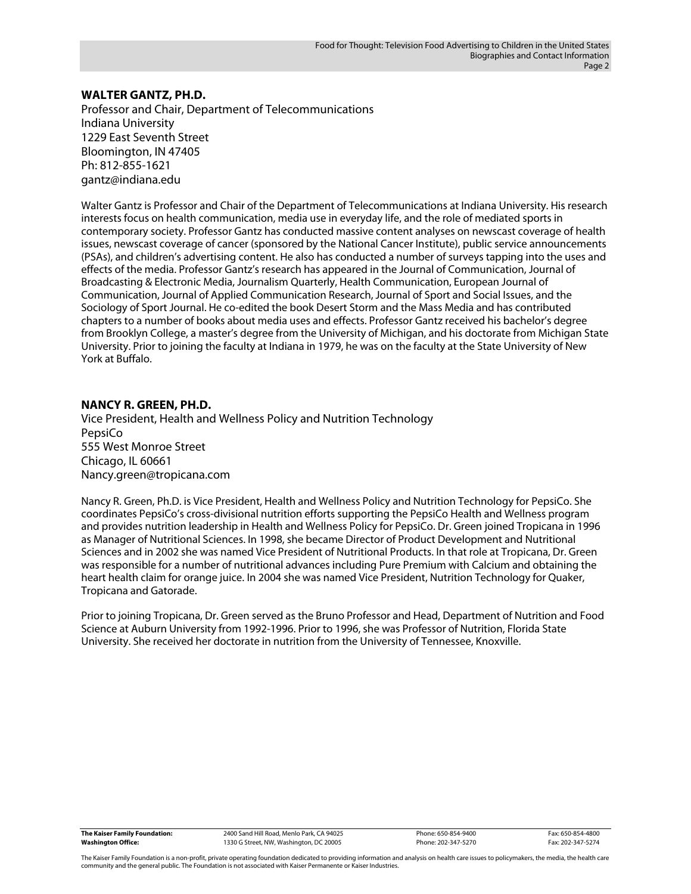## WALTER GANTZ, PH.D.

Professor and Chair, Department of Telecommunications
Indiana University
1229 East Seventh Street
Bloomington, IN 47405
Ph: 812-855-1621
gantz@indiana.edu

Walter Gantz is Professor and Chair of the Department of Telecommunications at Indiana University. His research interests focus on health communication, media use in everyday life, and the role of mediated sports in contemporary society. Professor Gantz has conducted massive content analyses on newscast coverage of health issues, newscast coverage of cancer (sponsored by the National Cancer Institute), public service announcements (PSAs), and children's advertising content. He also has conducted a number of surveys tapping into the uses and effects of the media. Professor Gantz's research has appeared in the Journal of Communication, Journal of Broadcasting & Electronic Media, Journalism Quarterly, Health Communication, European Journal of Communication, Journal of Applied Communication Research, Journal of Sport and Social Issues, and the Sociology of Sport Journal. He co-edited the book Desert Storm and the Mass Media and has contributed chapters to a number of books about media uses and effects. Professor Gantz received his bachelor's degree from Brooklyn College, a master's degree from the University of Michigan, and his doctorate from Michigan State University. Prior to joining the faculty at Indiana in 1979, he was on the faculty at the State University of New York at Buffalo.

## NANCY R. GREEN, PH.D.

Vice President, Health and Wellness Policy and Nutrition Technology
PepsiCo
555 West Monroe Street
Chicago, IL 60661
Nancy.green@tropicana.com

Nancy R. Green, Ph.D. is Vice President, Health and Wellness Policy and Nutrition Technology for PepsiCo. She coordinates PepsiCo's cross-divisional nutrition efforts supporting the PepsiCo Health and Wellness program and provides nutrition leadership in Health and Wellness Policy for PepsiCo. Dr. Green joined Tropicana in 1996 as Manager of Nutritional Sciences. In 1998, she became Director of Product Development and Nutritional Sciences and in 2002 she was named Vice President of Nutritional Products. In that role at Tropicana, Dr. Green was responsible for a number of nutritional advances including Pure Premium with Calcium and obtaining the heart health claim for orange juice. In 2004 she was named Vice President, Nutrition Technology for Quaker, Tropicana and Gatorade.

Prior to joining Tropicana, Dr. Green served as the Bruno Professor and Head, Department of Nutrition and Food Science at Auburn University from 1992-1996. Prior to 1996, she was Professor of Nutrition, Florida State University. She received her doctorate in nutrition from the University of Tennessee, Knoxville.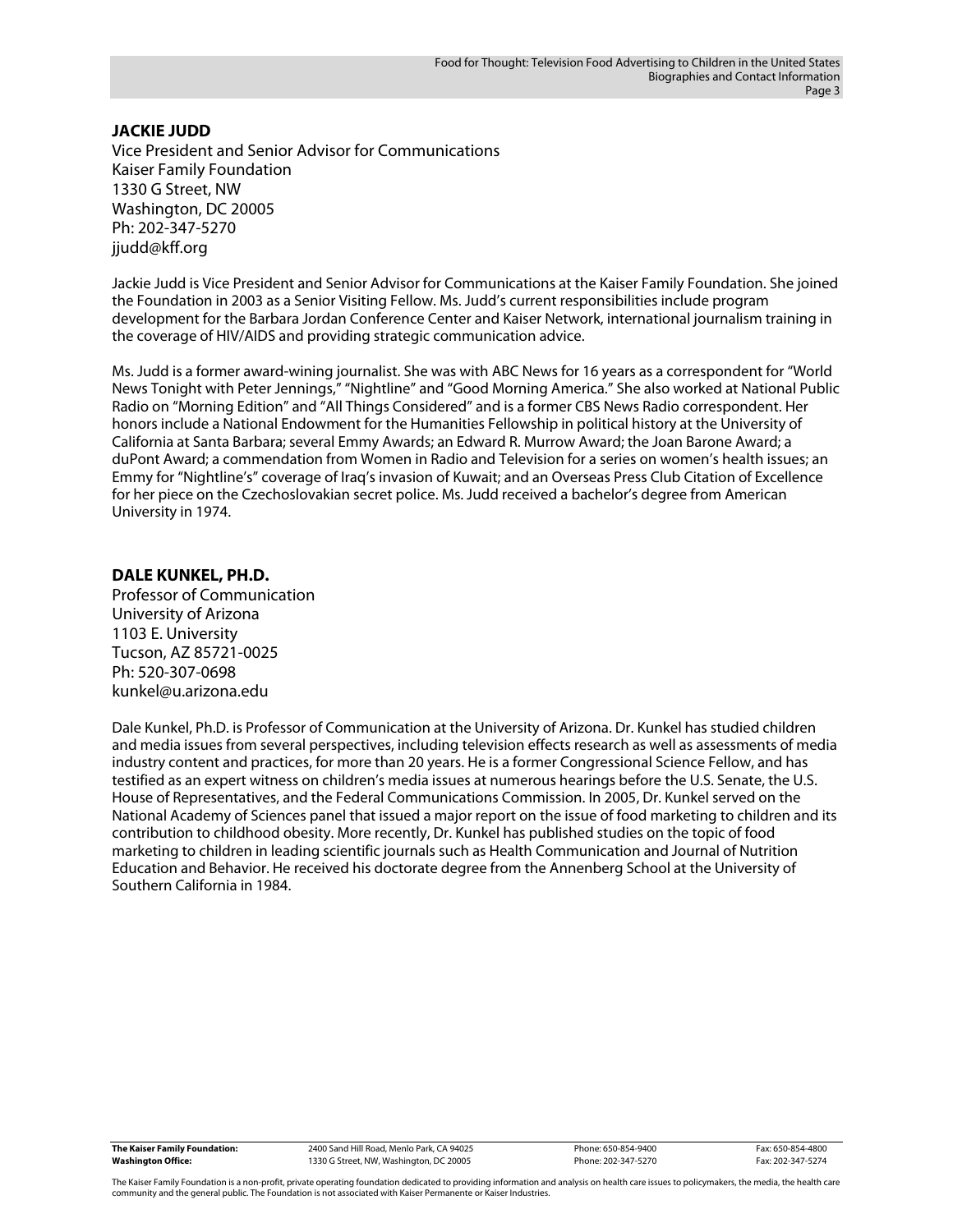## JACKIE JUDD

Vice President and Senior Advisor for Communications
Kaiser Family Foundation
1330 G Street, NW
Washington, DC 20005
Ph: 202-347-5270
jjudd@kff.org

Jackie Judd is Vice President and Senior Advisor for Communications at the Kaiser Family Foundation. She joined the Foundation in 2003 as a Senior Visiting Fellow. Ms. Judd's current responsibilities include program development for the Barbara Jordan Conference Center and Kaiser Network, international journalism training in the coverage of HIV/AIDS and providing strategic communication advice.

Ms. Judd is a former award-wining journalist. She was with ABC News for 16 years as a correspondent for "World News Tonight with Peter Jennings," "Nightline" and "Good Morning America." She also worked at National Public Radio on "Morning Edition" and "All Things Considered" and is a former CBS News Radio correspondent. Her honors include a National Endowment for the Humanities Fellowship in political history at the University of California at Santa Barbara; several Emmy Awards; an Edward R. Murrow Award; the Joan Barone Award; a duPont Award; a commendation from Women in Radio and Television for a series on women's health issues; an Emmy for "Nightline's" coverage of Iraq's invasion of Kuwait; and an Overseas Press Club Citation of Excellence for her piece on the Czechoslovakian secret police. Ms. Judd received a bachelor's degree from American University in 1974.

## DALE KUNKEL, PH.D.

Professor of Communication
University of Arizona
1103 E. University
Tucson, AZ 85721-0025
Ph: 520-307-0698
kunkel@u.arizona.edu

Dale Kunkel, Ph.D. is Professor of Communication at the University of Arizona. Dr. Kunkel has studied children and media issues from several perspectives, including television effects research as well as assessments of media industry content and practices, for more than 20 years. He is a former Congressional Science Fellow, and has testified as an expert witness on children's media issues at numerous hearings before the U.S. Senate, the U.S. House of Representatives, and the Federal Communications Commission. In 2005, Dr. Kunkel served on the National Academy of Sciences panel that issued a major report on the issue of food marketing to children and its contribution to childhood obesity. More recently, Dr. Kunkel has published studies on the topic of food marketing to children in leading scientific journals such as Health Communication and Journal of Nutrition Education and Behavior. He received his doctorate degree from the Annenberg School at the University of Southern California in 1984.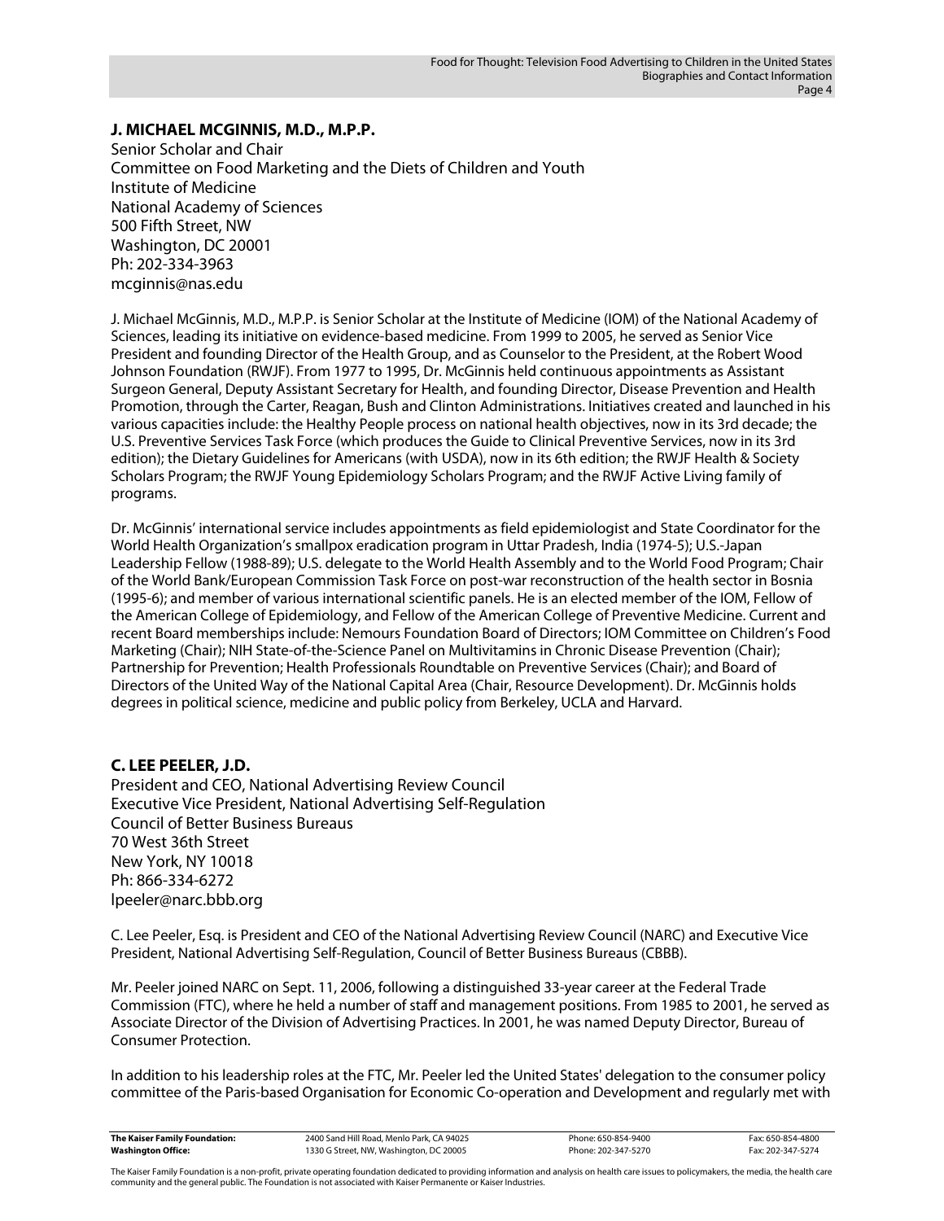**J. MICHAEL MCGINNIS, M.D., M.P.P.**

Senior Scholar and Chair
Committee on Food Marketing and the Diets of Children and Youth
Institute of Medicine
National Academy of Sciences
500 Fifth Street, NW
Washington, DC 20001
Ph: 202-334-3963
mcginnis@nas.edu

J. Michael McGinnis, M.D., M.P.P. is Senior Scholar at the Institute of Medicine (IOM) of the National Academy of Sciences, leading its initiative on evidence-based medicine. From 1999 to 2005, he served as Senior Vice President and founding Director of the Health Group, and as Counselor to the President, at the Robert Wood Johnson Foundation (RWJF). From 1977 to 1995, Dr. McGinnis held continuous appointments as Assistant Surgeon General, Deputy Assistant Secretary for Health, and founding Director, Disease Prevention and Health Promotion, through the Carter, Reagan, Bush and Clinton Administrations. Initiatives created and launched in his various capacities include: the Healthy People process on national health objectives, now in its 3rd decade; the U.S. Preventive Services Task Force (which produces the Guide to Clinical Preventive Services, now in its 3rd edition); the Dietary Guidelines for Americans (with USDA), now in its 6th edition; the RWJF Health & Society Scholars Program; the RWJF Young Epidemiology Scholars Program; and the RWJF Active Living family of programs.

Dr. McGinnis' international service includes appointments as field epidemiologist and State Coordinator for the World Health Organization's smallpox eradication program in Uttar Pradesh, India (1974-5); U.S.-Japan Leadership Fellow (1988-89); U.S. delegate to the World Health Assembly and to the World Food Program; Chair of the World Bank/European Commission Task Force on post-war reconstruction of the health sector in Bosnia (1995-6); and member of various international scientific panels. He is an elected member of the IOM, Fellow of the American College of Epidemiology, and Fellow of the American College of Preventive Medicine. Current and recent Board memberships include: Nemours Foundation Board of Directors; IOM Committee on Children's Food Marketing (Chair); NIH State-of-the-Science Panel on Multivitamins in Chronic Disease Prevention (Chair); Partnership for Prevention; Health Professionals Roundtable on Preventive Services (Chair); and Board of Directors of the United Way of the National Capital Area (Chair, Resource Development). Dr. McGinnis holds degrees in political science, medicine and public policy from Berkeley, UCLA and Harvard.

**C. LEE PEELER, J.D.**

President and CEO, National Advertising Review Council
Executive Vice President, National Advertising Self-Regulation
Council of Better Business Bureaus
70 West 36th Street
New York, NY 10018
Ph: 866-334-6272
lpeeler@narc.bbb.org

C. Lee Peeler, Esq. is President and CEO of the National Advertising Review Council (NARC) and Executive Vice President, National Advertising Self-Regulation, Council of Better Business Bureaus (CBBB).

Mr. Peeler joined NARC on Sept. 11, 2006, following a distinguished 33-year career at the Federal Trade Commission (FTC), where he held a number of staff and management positions. From 1985 to 2001, he served as Associate Director of the Division of Advertising Practices. In 2001, he was named Deputy Director, Bureau of Consumer Protection.

In addition to his leadership roles at the FTC, Mr. Peeler led the United States' delegation to the consumer policy committee of the Paris-based Organisation for Economic Co-operation and Development and regularly met with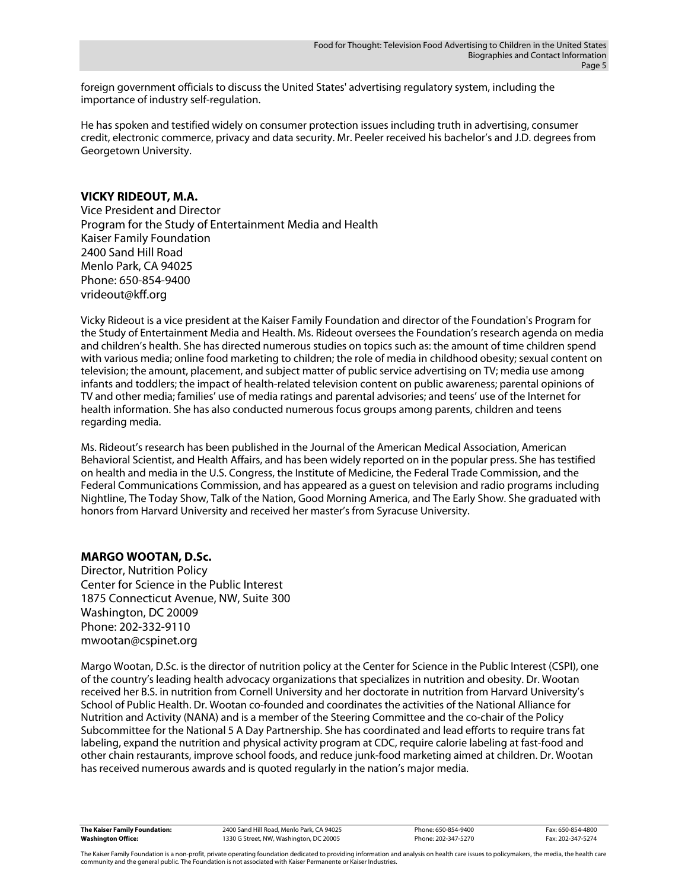foreign government officials to discuss the United States' advertising regulatory system, including the importance of industry self-regulation.

He has spoken and testified widely on consumer protection issues including truth in advertising, consumer credit, electronic commerce, privacy and data security. Mr. Peeler received his bachelor's and J.D. degrees from Georgetown University.

**VICKY RIDEOUT, M.A.**
Vice President and Director
Program for the Study of Entertainment Media and Health
Kaiser Family Foundation
2400 Sand Hill Road
Menlo Park, CA 94025
Phone: 650-854-9400
vrideout@kff.org

Vicky Rideout is a vice president at the Kaiser Family Foundation and director of the Foundation's Program for the Study of Entertainment Media and Health. Ms. Rideout oversees the Foundation's research agenda on media and children's health. She has directed numerous studies on topics such as: the amount of time children spend with various media; online food marketing to children; the role of media in childhood obesity; sexual content on television; the amount, placement, and subject matter of public service advertising on TV; media use among infants and toddlers; the impact of health-related television content on public awareness; parental opinions of TV and other media; families' use of media ratings and parental advisories; and teens' use of the Internet for health information. She has also conducted numerous focus groups among parents, children and teens regarding media.

Ms. Rideout's research has been published in the Journal of the American Medical Association, American Behavioral Scientist, and Health Affairs, and has been widely reported on in the popular press. She has testified on health and media in the U.S. Congress, the Institute of Medicine, the Federal Trade Commission, and the Federal Communications Commission, and has appeared as a guest on television and radio programs including Nightline, The Today Show, Talk of the Nation, Good Morning America, and The Early Show. She graduated with honors from Harvard University and received her master's from Syracuse University.

**MARGO WOOTAN, D.Sc.**
Director, Nutrition Policy
Center for Science in the Public Interest
1875 Connecticut Avenue, NW, Suite 300
Washington, DC 20009
Phone: 202-332-9110
mwootan@cspinet.org

Margo Wootan, D.Sc. is the director of nutrition policy at the Center for Science in the Public Interest (CSPI), one of the country's leading health advocacy organizations that specializes in nutrition and obesity. Dr. Wootan received her B.S. in nutrition from Cornell University and her doctorate in nutrition from Harvard University's School of Public Health. Dr. Wootan co-founded and coordinates the activities of the National Alliance for Nutrition and Activity (NANA) and is a member of the Steering Committee and the co-chair of the Policy Subcommittee for the National 5 A Day Partnership. She has coordinated and lead efforts to require trans fat labeling, expand the nutrition and physical activity program at CDC, require calorie labeling at fast-food and other chain restaurants, improve school foods, and reduce junk-food marketing aimed at children. Dr. Wootan has received numerous awards and is quoted regularly in the nation's major media.